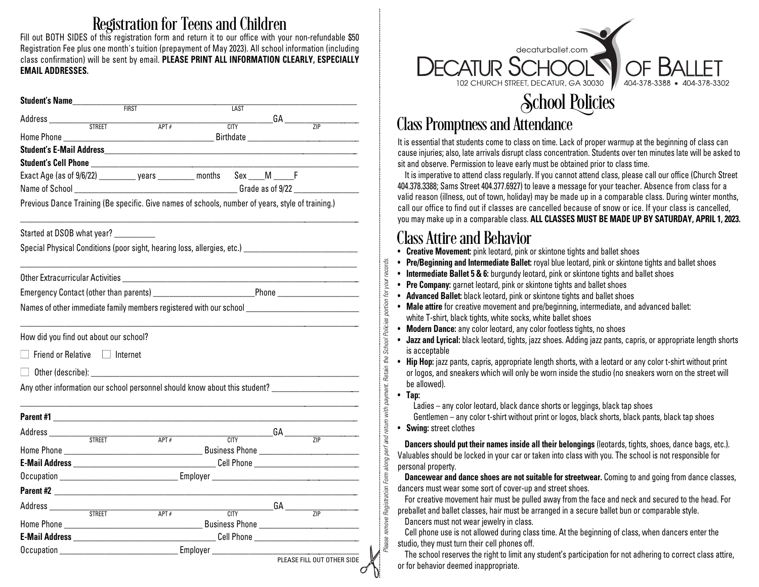# Registration for Teens and Children

Fill out BOTH SIDES of this registration form and return it to our office with your non-refundable $50 Registration Fee plus one month's tuition (prepayment of May 2023). All school information (including class confirmation) will be sent by email. **PLEASE PRINT ALL INFORMATION CLEARLY, ESPECIALLY EMAIL ADDRESSES.**

**Student's Name** ______________________ (FIRST) ______________________ (LAST)

Address ______________ (STREET) ______ (APT #) ______________ (CITY) GA ________ (ZIP)

Home Phone ______________________ Birthdate ______________________

**Student's E-Mail Address** ______________________

**Student's Cell Phone** ______________________

Exact Age (as of 9/6/22) ________ years ________ months  Sex ____M ____F

Name of School ______________________ Grade as of 9/22 ______________

Previous Dance Training (Be specific. Give names of schools, number of years, style of training.)

______________________________________________

Started at DSOB what year? ________

Special Physical Conditions (poor sight, hearing loss, allergies, etc.) ______________________

______________________________________________

Other Extracurricular Activities ______________________

Emergency Contact (other than parents) ______________________ Phone ______________

Names of other immediate family members registered with our school ______________________

______________________________________________

How did you find out about our school?

☐ Friend or Relative ☐ Internet

☐ Other (describe): ______________________

Any other information our school personnel should know about this student? ______________

______________________________________________

**Parent #1** ______________________

Address ______________ (STREET) ______ (APT #) ______________ (CITY) GA ________ (ZIP)

Home Phone ______________________ Business Phone ______________________

**E-Mail Address** ______________________ Cell Phone ______________________

Occupation ______________________ Employer ______________________

**Parent #2** ______________________

Address ______________ (STREET) ______ (APT #) ______________ (CITY) GA ________ (ZIP)

Home Phone ______________________ Business Phone ______________________

**E-Mail Address** ______________________ Cell Phone ______________________

Occupation ______________________ Employer ______________________

PLEASE FILL OUT OTHER SIDE

*Please remove Registration Form along perf and return with payment. Retain the School Policies portion for your records.*

decaturballet.com

DECATUR SCHOOL OF BALLET

102 CHURCH STREET, DECATUR, GA 30030 | 404-378-3388 • 404-378-3302

# School Policies

## Class Promptness and Attendance

It is essential that students come to class on time. Lack of proper warmup at the beginning of class can cause injuries; also, late arrivals disrupt class concentration. Students over ten minutes late will be asked to sit and observe. Permission to leave early must be obtained prior to class time.

It is imperative to attend class regularly. If you cannot attend class, please call our office (Church Street 404.378.3388; Sams Street 404.377.6927) to leave a message for your teacher. Absence from class for a valid reason (illness, out of town, holiday) may be made up in a comparable class. During winter months, call our office to find out if classes are cancelled because of snow or ice. If your class is cancelled, you may make up in a comparable class. **ALL CLASSES MUST BE MADE UP BY SATURDAY, APRIL 1, 2023.**

## Class Attire and Behavior

- **Creative Movement:** pink leotard, pink or skintone tights and ballet shoes
- **Pre/Beginning and Intermediate Ballet:** royal blue leotard, pink or skintone tights and ballet shoes
- **Intermediate Ballet 5 & 6:** burgundy leotard, pink or skintone tights and ballet shoes
- **Pre Company:** garnet leotard, pink or skintone tights and ballet shoes
- **Advanced Ballet:** black leotard, pink or skintone tights and ballet shoes
- **Male attire** for creative movement and pre/beginning, intermediate, and advanced ballet: white T-shirt, black tights, white socks, white ballet shoes
- **Modern Dance:** any color leotard, any color footless tights, no shoes
- **Jazz and Lyrical:** black leotard, tights, jazz shoes. Adding jazz pants, capris, or appropriate length shorts is acceptable
- **Hip Hop:** jazz pants, capris, appropriate length shorts, with a leotard or any color t-shirt without print or logos, and sneakers which will only be worn inside the studio (no sneakers worn on the street will be allowed).
- **Tap:**
  - Ladies – any color leotard, black dance shorts or leggings, black tap shoes
  - Gentlemen – any color t-shirt without print or logos, black shorts, black pants, black tap shoes
- **Swing:** street clothes

**Dancers should put their names inside all their belongings** (leotards, tights, shoes, dance bags, etc.). Valuables should be locked in your car or taken into class with you. The school is not responsible for personal property.

**Dancewear and dance shoes are not suitable for streetwear.** Coming to and going from dance classes, dancers must wear some sort of cover-up and street shoes.

For creative movement hair must be pulled away from the face and neck and secured to the head. For preballet and ballet classes, hair must be arranged in a secure ballet bun or comparable style.

Dancers must not wear jewelry in class.

Cell phone use is not allowed during class time. At the beginning of class, when dancers enter the studio, they must turn their cell phones off.

The school reserves the right to limit any student's participation for not adhering to correct class attire, or for behavior deemed inappropriate.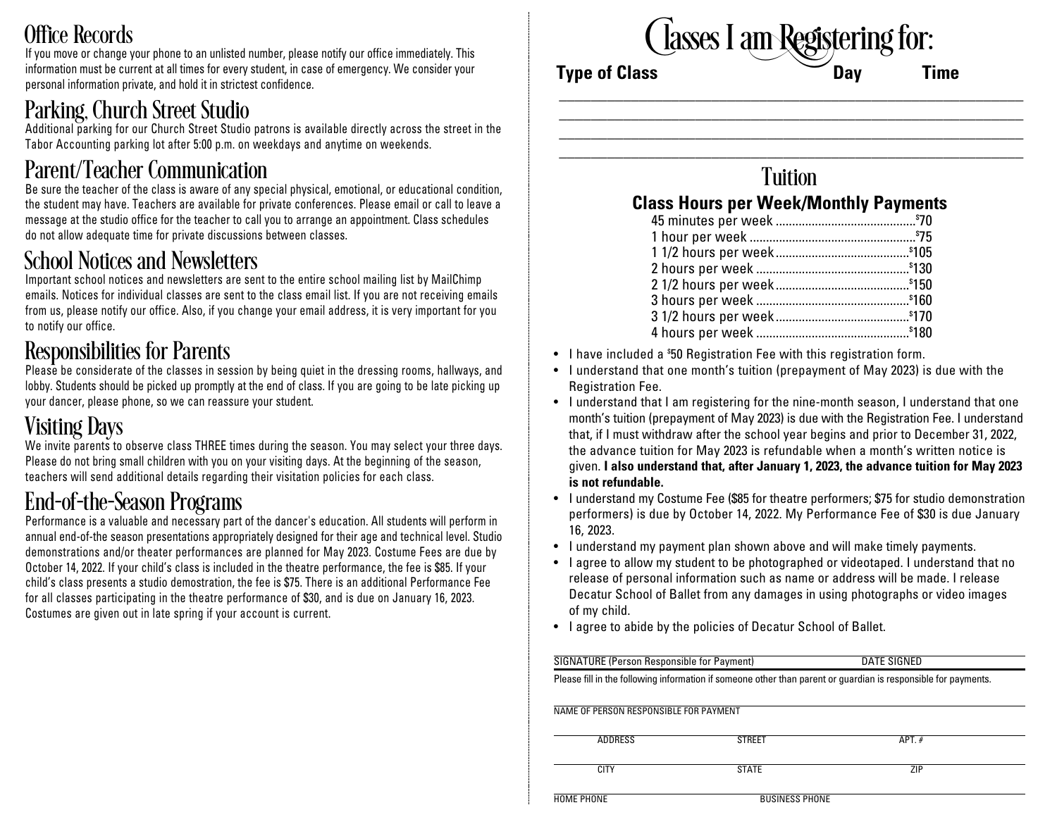## Office Records

If you move or change your phone to an unlisted number, please notify our office immediately. This information must be current at all times for every student, in case of emergency. We consider your personal information private, and hold it in strictest confidence.

## Parking, Church Street Studio

Additional parking for our Church Street Studio patrons is available directly across the street in the Tabor Accounting parking lot after 5:00 p.m. on weekdays and anytime on weekends.

## Parent/Teacher Communication

Be sure the teacher of the class is aware of any special physical, emotional, or educational condition, the student may have. Teachers are available for private conferences. Please email or call to leave a message at the studio office for the teacher to call you to arrange an appointment. Class schedules do not allow adequate time for private discussions between classes.

## School Notices and Newsletters

Important school notices and newsletters are sent to the entire school mailing list by MailChimp emails. Notices for individual classes are sent to the class email list. If you are not receiving emails from us, please notify our office. Also, if you change your email address, it is very important for you to notify our office.

## Responsibilities for Parents

Please be considerate of the classes in session by being quiet in the dressing rooms, hallways, and lobby. Students should be picked up promptly at the end of class. If you are going to be late picking up your dancer, please phone, so we can reassure your student.

## Visiting Days

We invite parents to observe class THREE times during the season. You may select your three days. Please do not bring small children with you on your visiting days. At the beginning of the season, teachers will send additional details regarding their visitation policies for each class.

## End-of-the-Season Programs

Performance is a valuable and necessary part of the dancer's education. All students will perform in annual end-of-the season presentations appropriately designed for their age and technical level. Studio demonstrations and/or theater performances are planned for May 2023. Costume Fees are due by October 14, 2022. If your child's class is included in the theatre performance, the fee is $85. If your child's class presents a studio demostration, the fee is $75. There is an additional Performance Fee for all classes participating in the theatre performance of $30, and is due on January 16, 2023. Costumes are given out in late spring if your account is current.

## Classes I am Registering for:

| Type of Class | Day | Time |
|---|---|---|
| | | |
| | | |
| | | |
| | | |

## Tuition

**Class Hours per Week/Monthly Payments**

| | |
|---|---|
| 45 minutes per week | $70 |
| 1 hour per week | $75 |
| 1 1/2 hours per week | $105 |
| 2 hours per week | $130 |
| 2 1/2 hours per week | $150 |
| 3 hours per week | $160 |
| 3 1/2 hours per week | $170 |
| 4 hours per week | $180 |

- I have included a $50 Registration Fee with this registration form.
- I understand that one month's tuition (prepayment of May 2023) is due with the Registration Fee.
- I understand that I am registering for the nine-month season, I understand that one month's tuition (prepayment of May 2023) is due with the Registration Fee. I understand that, if I must withdraw after the school year begins and prior to December 31, 2022, the advance tuition for May 2023 is refundable when a month's written notice is given. **I also understand that, after January 1, 2023, the advance tuition for May 2023 is not refundable.**
- I understand my Costume Fee ($85 for theatre performers; $75 for studio demonstration performers) is due by October 14, 2022. My Performance Fee of $30 is due January 16, 2023.
- I understand my payment plan shown above and will make timely payments.
- I agree to allow my student to be photographed or videotaped. I understand that no release of personal information such as name or address will be made. I release Decatur School of Ballet from any damages in using photographs or video images of my child.
- I agree to abide by the policies of Decatur School of Ballet.

SIGNATURE (Person Responsible for Payment) DATE SIGNED

Please fill in the following information if someone other than parent or guardian is responsible for payments.

NAME OF PERSON RESPONSIBLE FOR PAYMENT

ADDRESS STREET APT. #

CITY STATE ZIP

HOME PHONE BUSINESS PHONE